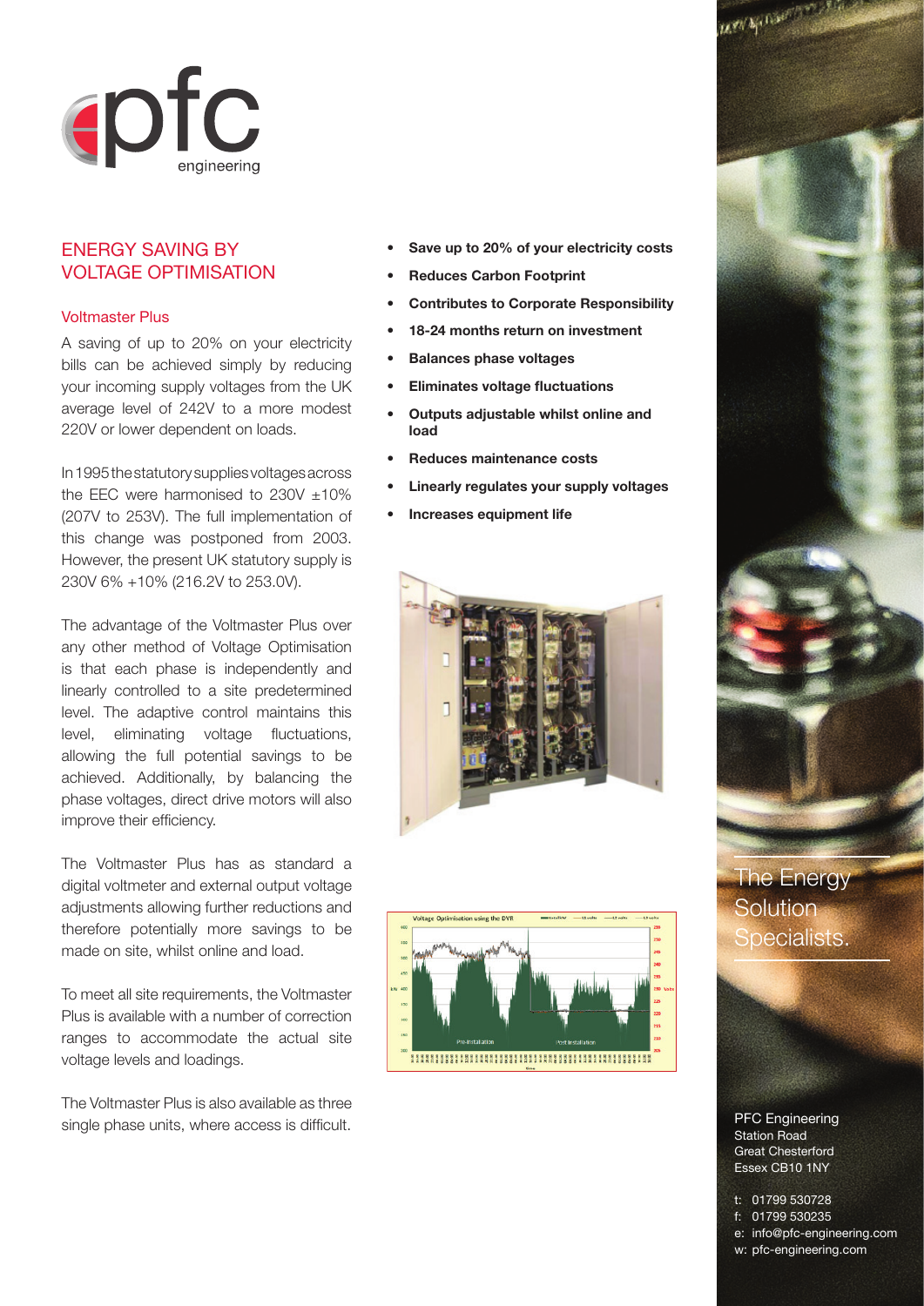pfc engineering

## ENERGY SAVING BY VOLTAGE OPTIMISATION

### Voltmaster Plus

A saving of up to 20% on your electricity bills can be achieved simply by reducing your incoming supply voltages from the UK average level of 242V to a more modest 220V or lower dependent on loads.

In 1995 the statutory supplies voltages across the EEC were harmonised to 230V ±10% (207V to 253V). The full implementation of this change was postponed from 2003. However, the present UK statutory supply is 230V 6% +10% (216.2V to 253.0V).

The advantage of the Voltmaster Plus over any other method of Voltage Optimisation is that each phase is independently and linearly controlled to a site predetermined level. The adaptive control maintains this level, eliminating voltage fluctuations, allowing the full potential savings to be achieved. Additionally, by balancing the phase voltages, direct drive motors will also improve their efficiency.

The Voltmaster Plus has as standard a digital voltmeter and external output voltage adjustments allowing further reductions and therefore potentially more savings to be made on site, whilst online and load.

To meet all site requirements, the Voltmaster Plus is available with a number of correction ranges to accommodate the actual site voltage levels and loadings.

The Voltmaster Plus is also available as three single phase units, where access is difficult.

- **Save up to 20% of your electricity costs**
- **Reduces Carbon Footprint**
- **Contributes to Corporate Responsibility**
- **18-24 months return on investment**
- **Balances phase voltages**
- **Eliminates voltage fluctuations**
- **Outputs adjustable whilst online and load**
- **Reduces maintenance costs**
- **Linearly regulates your supply voltages**
- **Increases equipment life**

The Energy Solution Specialists.

PFC Engineering
Station Road
Great Chesterford
Essex CB10 1NY

t: 01799 530728
f: 01799 530235
e: info@pfc-engineering.com
w: pfc-engineering.com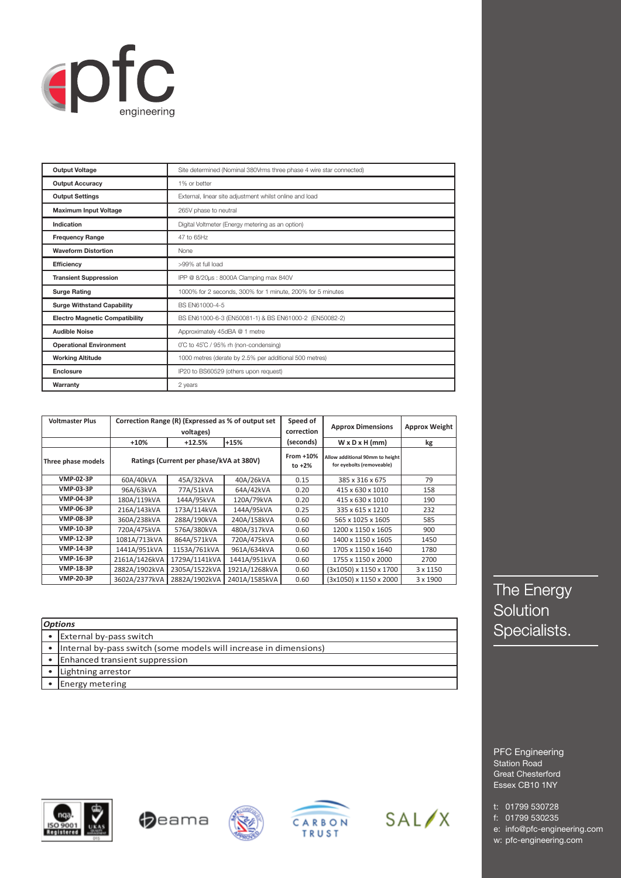pfc engineering

| | |
|---|---|
| **Output Voltage** | Site determined (Nominal 380Vrms three phase 4 wire star connected) |
| **Output Accuracy** | 1% or better |
| **Output Settings** | External, linear site adjustment whilst online and load |
| **Maximum Input Voltage** | 265V phase to neutral |
| **Indication** | Digital Voltmeter (Energy metering as an option) |
| **Frequency Range** | 47 to 65Hz |
| **Waveform Distortion** | None |
| **Efficiency** | >99% at full load |
| **Transient Suppression** | IPP @ 8/20µs : 8000A Clamping max 840V |
| **Surge Rating** | 1000% for 2 seconds, 300% for 1 minute, 200% for 5 minutes |
| **Surge Withstand Capability** | BS EN61000-4-5 |
| **Electro Magnetic Compatibility** | BS EN61000-6-3 (EN50081-1) & BS EN61000-2 (EN50082-2) |
| **Audible Noise** | Approximately 45dBA @ 1 metre |
| **Operational Environment** | 0'C to 45'C / 95% rh (non-condensing) |
| **Working Altitude** | 1000 metres (derate by 2.5% per additional 500 metres) |
| **Enclosure** | IP20 to BS60529 (others upon request) |
| **Warranty** | 2 years |

| Voltmaster Plus | Correction Range (R) (Expressed as % of output set voltages) | | | Speed of correction (seconds) | Approx Dimensions | Approx Weight |
|---|---|---|---|---|---|---|
| | +10% | +12.5% | +15% | | W x D x H (mm) | kg |
| Three phase models | Ratings (Current per phase/kVA at 380V) | | | From +10% to +2% | Allow additional 90mm to height for eyebolts (removeable) | |
| **VMP-02-3P** | 60A/40kVA | 45A/32kVA | 40A/26kVA | 0.15 | 385 x 316 x 675 | 79 |
| **VMP-03-3P** | 96A/63kVA | 77A/51kVA | 64A/42kVA | 0.20 | 415 x 630 x 1010 | 158 |
| **VMP-04-3P** | 180A/119kVA | 144A/95kVA | 120A/79kVA | 0.20 | 415 x 630 x 1010 | 190 |
| **VMP-06-3P** | 216A/143kVA | 173A/114kVA | 144A/95kVA | 0.25 | 335 x 615 x 1210 | 232 |
| **VMP-08-3P** | 360A/238kVA | 288A/190kVA | 240A/158kVA | 0.60 | 565 x 1025 x 1605 | 585 |
| **VMP-10-3P** | 720A/475kVA | 576A/380kVA | 480A/317kVA | 0.60 | 1200 x 1150 x 1605 | 900 |
| **VMP-12-3P** | 1081A/713kVA | 864A/571kVA | 720A/475kVA | 0.60 | 1400 x 1150 x 1605 | 1450 |
| **VMP-14-3P** | 1441A/951kVA | 1153A/761kVA | 961A/634kVA | 0.60 | 1705 x 1150 x 1640 | 1780 |
| **VMP-16-3P** | 2161A/1426kVA | 1729A/1141kVA | 1441A/951kVA | 0.60 | 1755 x 1150 x 2000 | 2700 |
| **VMP-18-3P** | 2882A/1902kVA | 2305A/1522kVA | 1921A/1268kVA | 0.60 | (3x1050) x 1150 x 1700 | 3 x 1150 |
| **VMP-20-3P** | 3602A/2377kVA | 2882A/1902kVA | 2401A/1585kVA | 0.60 | (3x1050) x 1150 x 2000 | 3 x 1900 |

***Options***

- External by-pass switch
- Internal by-pass switch (some models will increase in dimensions)
- Enhanced transient suppression
- Lightning arrestor
- Energy metering

The Energy Solution Specialists.

PFC Engineering
Station Road
Great Chesterford
Essex CB10 1NY

t: 01799 530728
f: 01799 530235
e: info@pfc-engineering.com
w: pfc-engineering.com

nqa. ISO 9001 Registered · UKAS · beama · SAFEcontractor Approved · CARBON TRUST · SALIX